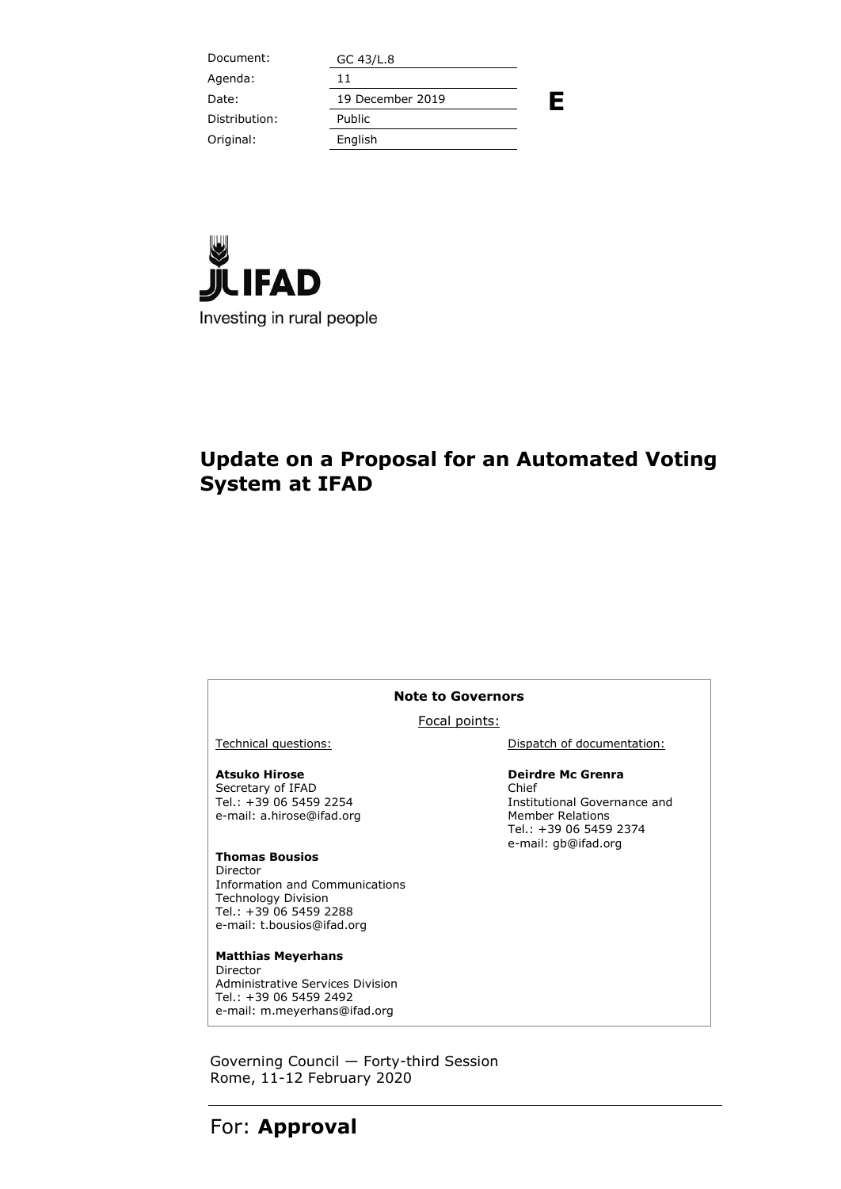| Document: | GC 43/L.8 |
|---|---|
| Agenda: | 11 |
| Date: | 19 December 2019 |
| Distribution: | Public |
| Original: | English |

**E**

IFAD

Investing in rural people

# Update on a Proposal for an Automated Voting System at IFAD

**Note to Governors**

Focal points:

Technical questions:

**Atsuko Hirose**
Secretary of IFAD
Tel.: +39 06 5459 2254
e-mail: a.hirose@ifad.org

**Thomas Bousios**
Director
Information and Communications Technology Division
Tel.: +39 06 5459 2288
e-mail: t.bousios@ifad.org

**Matthias Meyerhans**
Director
Administrative Services Division
Tel.: +39 06 5459 2492
e-mail: m.meyerhans@ifad.org

Dispatch of documentation:

**Deirdre Mc Grenra**
Chief
Institutional Governance and Member Relations
Tel.: +39 06 5459 2374
e-mail: gb@ifad.org

Governing Council — Forty-third Session
Rome, 11-12 February 2020

For: **Approval**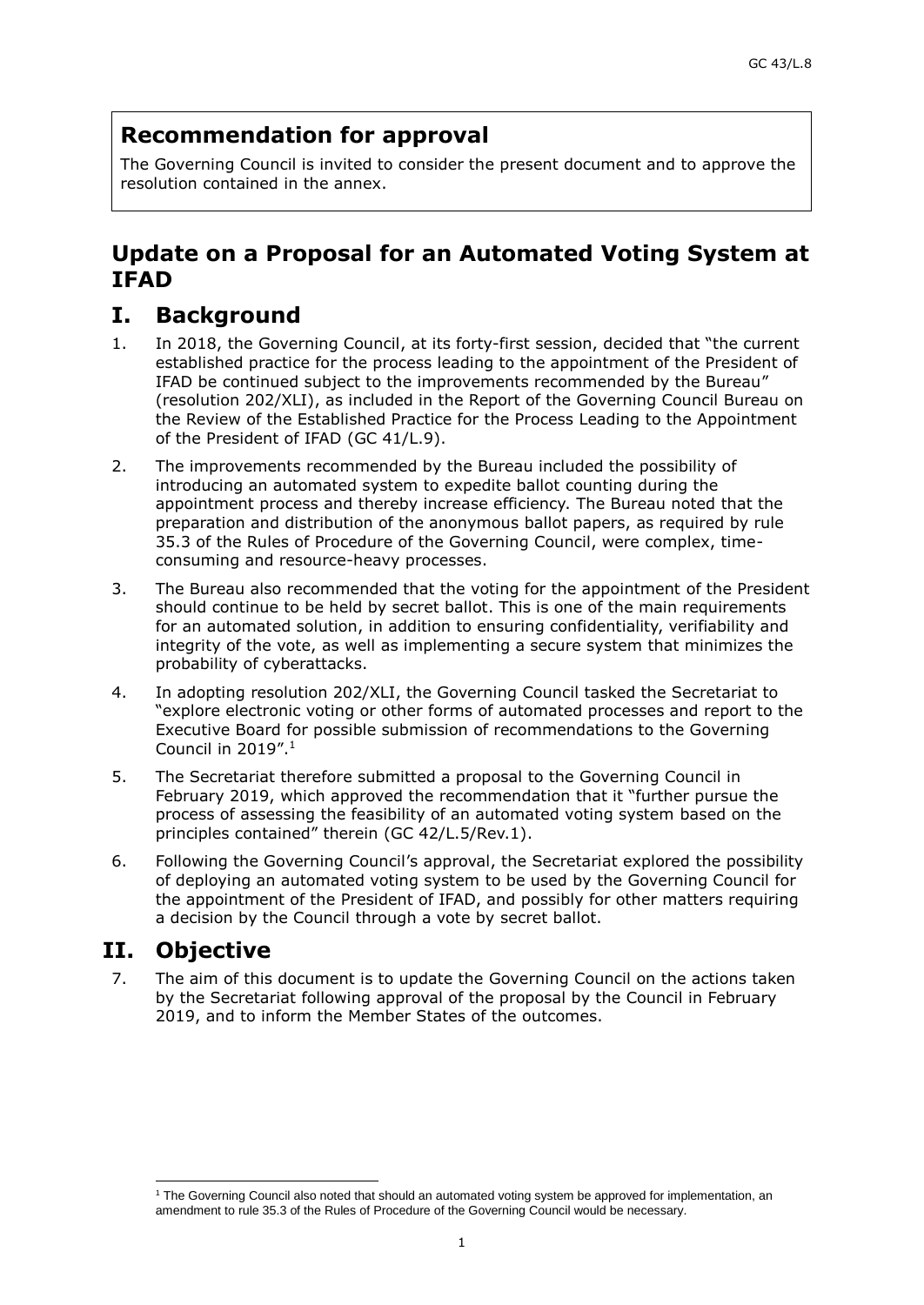**Recommendation for approval**

The Governing Council is invited to consider the present document and to approve the resolution contained in the annex.

## Update on a Proposal for an Automated Voting System at IFAD

## I. Background

1. In 2018, the Governing Council, at its forty-first session, decided that "the current established practice for the process leading to the appointment of the President of IFAD be continued subject to the improvements recommended by the Bureau" (resolution 202/XLI), as included in the Report of the Governing Council Bureau on the Review of the Established Practice for the Process Leading to the Appointment of the President of IFAD (GC 41/L.9).

2. The improvements recommended by the Bureau included the possibility of introducing an automated system to expedite ballot counting during the appointment process and thereby increase efficiency. The Bureau noted that the preparation and distribution of the anonymous ballot papers, as required by rule 35.3 of the Rules of Procedure of the Governing Council, were complex, time-consuming and resource-heavy processes.

3. The Bureau also recommended that the voting for the appointment of the President should continue to be held by secret ballot. This is one of the main requirements for an automated solution, in addition to ensuring confidentiality, verifiability and integrity of the vote, as well as implementing a secure system that minimizes the probability of cyberattacks.

4. In adopting resolution 202/XLI, the Governing Council tasked the Secretariat to "explore electronic voting or other forms of automated processes and report to the Executive Board for possible submission of recommendations to the Governing Council in 2019".[1]

5. The Secretariat therefore submitted a proposal to the Governing Council in February 2019, which approved the recommendation that it "further pursue the process of assessing the feasibility of an automated voting system based on the principles contained" therein (GC 42/L.5/Rev.1).

6. Following the Governing Council's approval, the Secretariat explored the possibility of deploying an automated voting system to be used by the Governing Council for the appointment of the President of IFAD, and possibly for other matters requiring a decision by the Council through a vote by secret ballot.

## II. Objective

7. The aim of this document is to update the Governing Council on the actions taken by the Secretariat following approval of the proposal by the Council in February 2019, and to inform the Member States of the outcomes.

[1] The Governing Council also noted that should an automated voting system be approved for implementation, an amendment to rule 35.3 of the Rules of Procedure of the Governing Council would be necessary.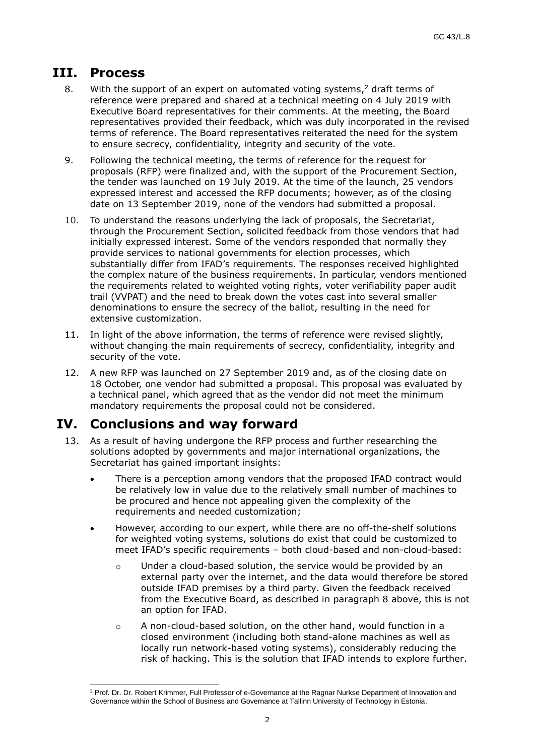## III. Process

8. With the support of an expert on automated voting systems,[2] draft terms of reference were prepared and shared at a technical meeting on 4 July 2019 with Executive Board representatives for their comments. At the meeting, the Board representatives provided their feedback, which was duly incorporated in the revised terms of reference. The Board representatives reiterated the need for the system to ensure secrecy, confidentiality, integrity and security of the vote.

9. Following the technical meeting, the terms of reference for the request for proposals (RFP) were finalized and, with the support of the Procurement Section, the tender was launched on 19 July 2019. At the time of the launch, 25 vendors expressed interest and accessed the RFP documents; however, as of the closing date on 13 September 2019, none of the vendors had submitted a proposal.

10. To understand the reasons underlying the lack of proposals, the Secretariat, through the Procurement Section, solicited feedback from those vendors that had initially expressed interest. Some of the vendors responded that normally they provide services to national governments for election processes, which substantially differ from IFAD's requirements. The responses received highlighted the complex nature of the business requirements. In particular, vendors mentioned the requirements related to weighted voting rights, voter verifiability paper audit trail (VVPAT) and the need to break down the votes cast into several smaller denominations to ensure the secrecy of the ballot, resulting in the need for extensive customization.

11. In light of the above information, the terms of reference were revised slightly, without changing the main requirements of secrecy, confidentiality, integrity and security of the vote.

12. A new RFP was launched on 27 September 2019 and, as of the closing date on 18 October, one vendor had submitted a proposal. This proposal was evaluated by a technical panel, which agreed that as the vendor did not meet the minimum mandatory requirements the proposal could not be considered.

## IV. Conclusions and way forward

13. As a result of having undergone the RFP process and further researching the solutions adopted by governments and major international organizations, the Secretariat has gained important insights:

- There is a perception among vendors that the proposed IFAD contract would be relatively low in value due to the relatively small number of machines to be procured and hence not appealing given the complexity of the requirements and needed customization;

- However, according to our expert, while there are no off-the-shelf solutions for weighted voting systems, solutions do exist that could be customized to meet IFAD's specific requirements – both cloud-based and non-cloud-based:

  - Under a cloud-based solution, the service would be provided by an external party over the internet, and the data would therefore be stored outside IFAD premises by a third party. Given the feedback received from the Executive Board, as described in paragraph 8 above, this is not an option for IFAD.

  - A non-cloud-based solution, on the other hand, would function in a closed environment (including both stand-alone machines as well as locally run network-based voting systems), considerably reducing the risk of hacking. This is the solution that IFAD intends to explore further.

---

[2] Prof. Dr. Dr. Robert Krimmer, Full Professor of e-Governance at the Ragnar Nurkse Department of Innovation and Governance within the School of Business and Governance at Tallinn University of Technology in Estonia.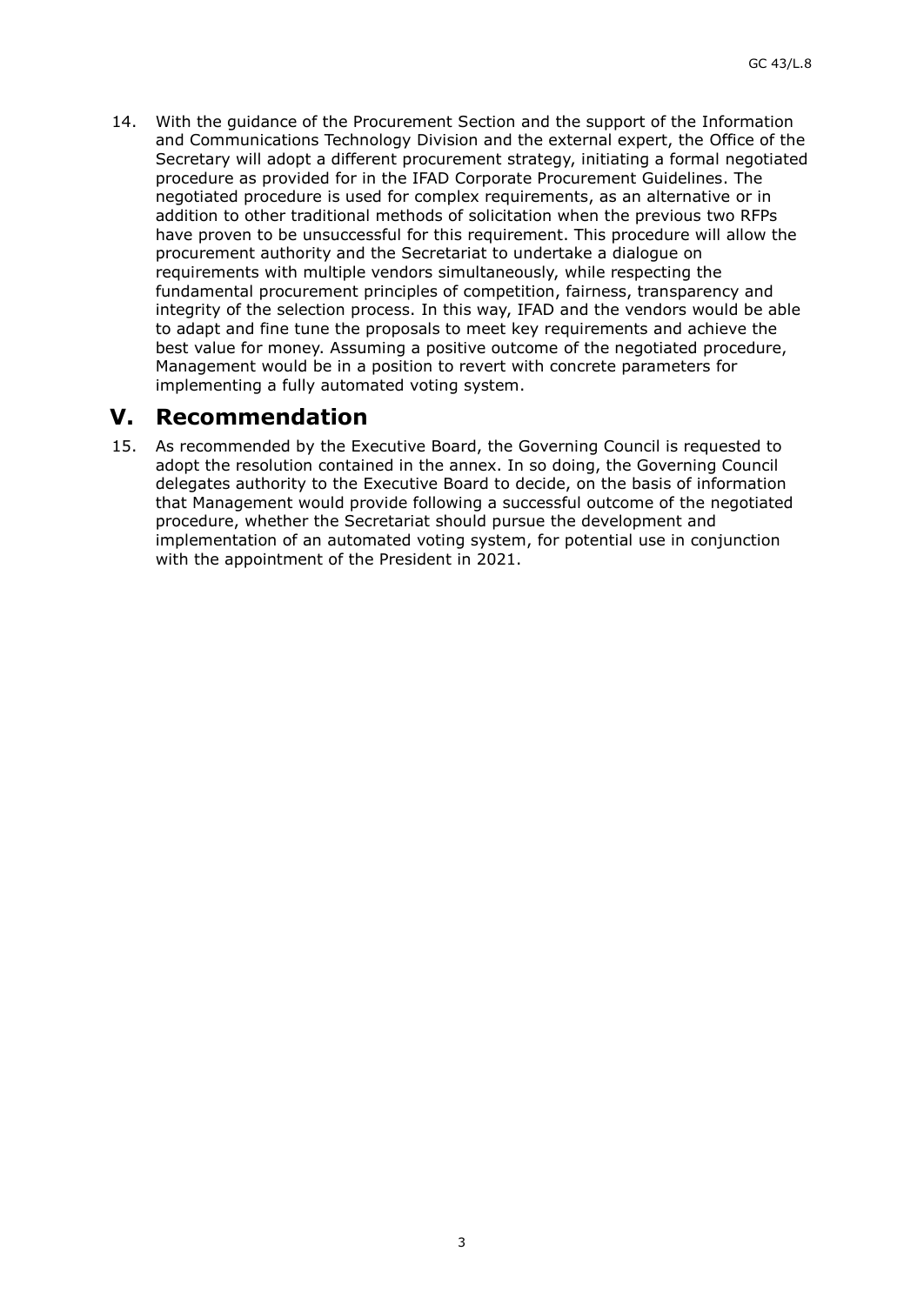14. With the guidance of the Procurement Section and the support of the Information and Communications Technology Division and the external expert, the Office of the Secretary will adopt a different procurement strategy, initiating a formal negotiated procedure as provided for in the IFAD Corporate Procurement Guidelines. The negotiated procedure is used for complex requirements, as an alternative or in addition to other traditional methods of solicitation when the previous two RFPs have proven to be unsuccessful for this requirement. This procedure will allow the procurement authority and the Secretariat to undertake a dialogue on requirements with multiple vendors simultaneously, while respecting the fundamental procurement principles of competition, fairness, transparency and integrity of the selection process. In this way, IFAD and the vendors would be able to adapt and fine tune the proposals to meet key requirements and achieve the best value for money. Assuming a positive outcome of the negotiated procedure, Management would be in a position to revert with concrete parameters for implementing a fully automated voting system.

## V. Recommendation

15. As recommended by the Executive Board, the Governing Council is requested to adopt the resolution contained in the annex. In so doing, the Governing Council delegates authority to the Executive Board to decide, on the basis of information that Management would provide following a successful outcome of the negotiated procedure, whether the Secretariat should pursue the development and implementation of an automated voting system, for potential use in conjunction with the appointment of the President in 2021.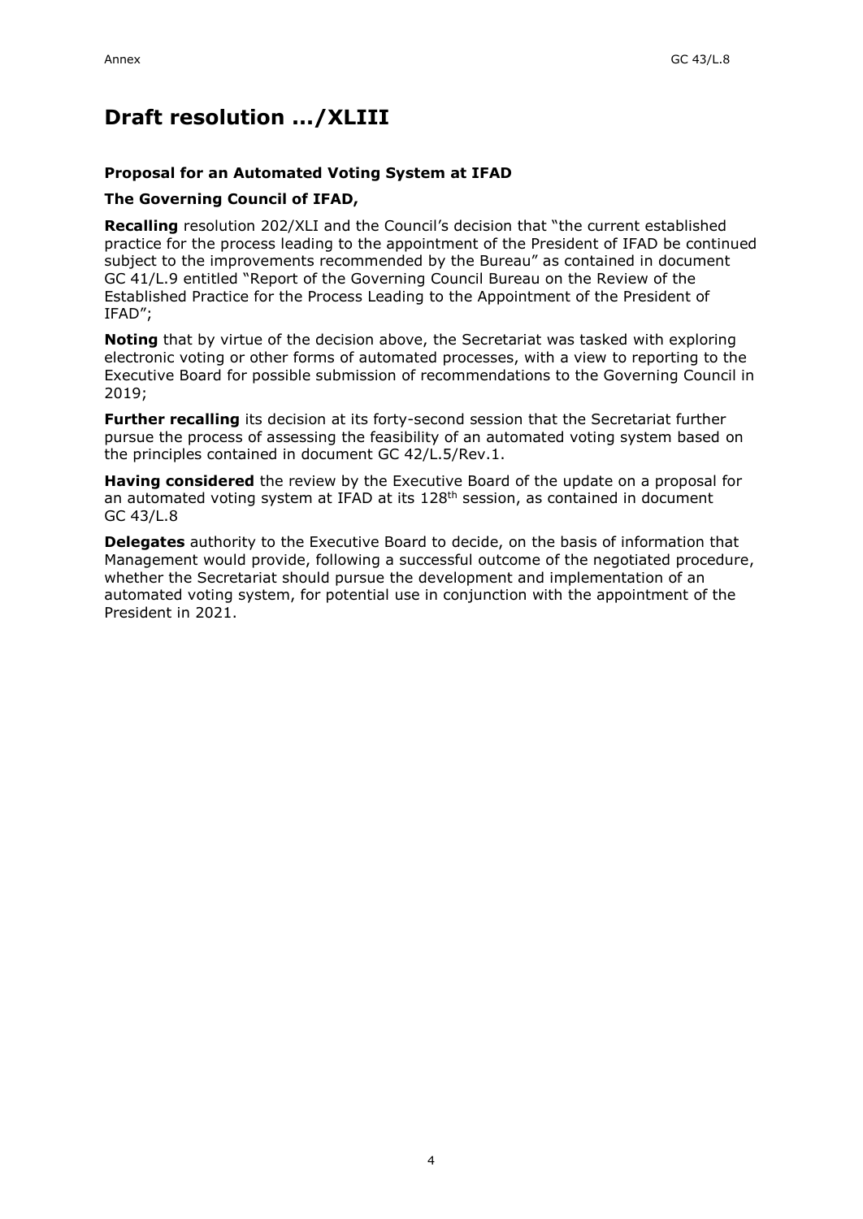# Draft resolution .../XLIII

**Proposal for an Automated Voting System at IFAD**

**The Governing Council of IFAD,**

**Recalling** resolution 202/XLI and the Council's decision that "the current established practice for the process leading to the appointment of the President of IFAD be continued subject to the improvements recommended by the Bureau" as contained in document GC 41/L.9 entitled "Report of the Governing Council Bureau on the Review of the Established Practice for the Process Leading to the Appointment of the President of IFAD";

**Noting** that by virtue of the decision above, the Secretariat was tasked with exploring electronic voting or other forms of automated processes, with a view to reporting to the Executive Board for possible submission of recommendations to the Governing Council in 2019;

**Further recalling** its decision at its forty-second session that the Secretariat further pursue the process of assessing the feasibility of an automated voting system based on the principles contained in document GC 42/L.5/Rev.1.

**Having considered** the review by the Executive Board of the update on a proposal for an automated voting system at IFAD at its 128th session, as contained in document GC 43/L.8

**Delegates** authority to the Executive Board to decide, on the basis of information that Management would provide, following a successful outcome of the negotiated procedure, whether the Secretariat should pursue the development and implementation of an automated voting system, for potential use in conjunction with the appointment of the President in 2021.